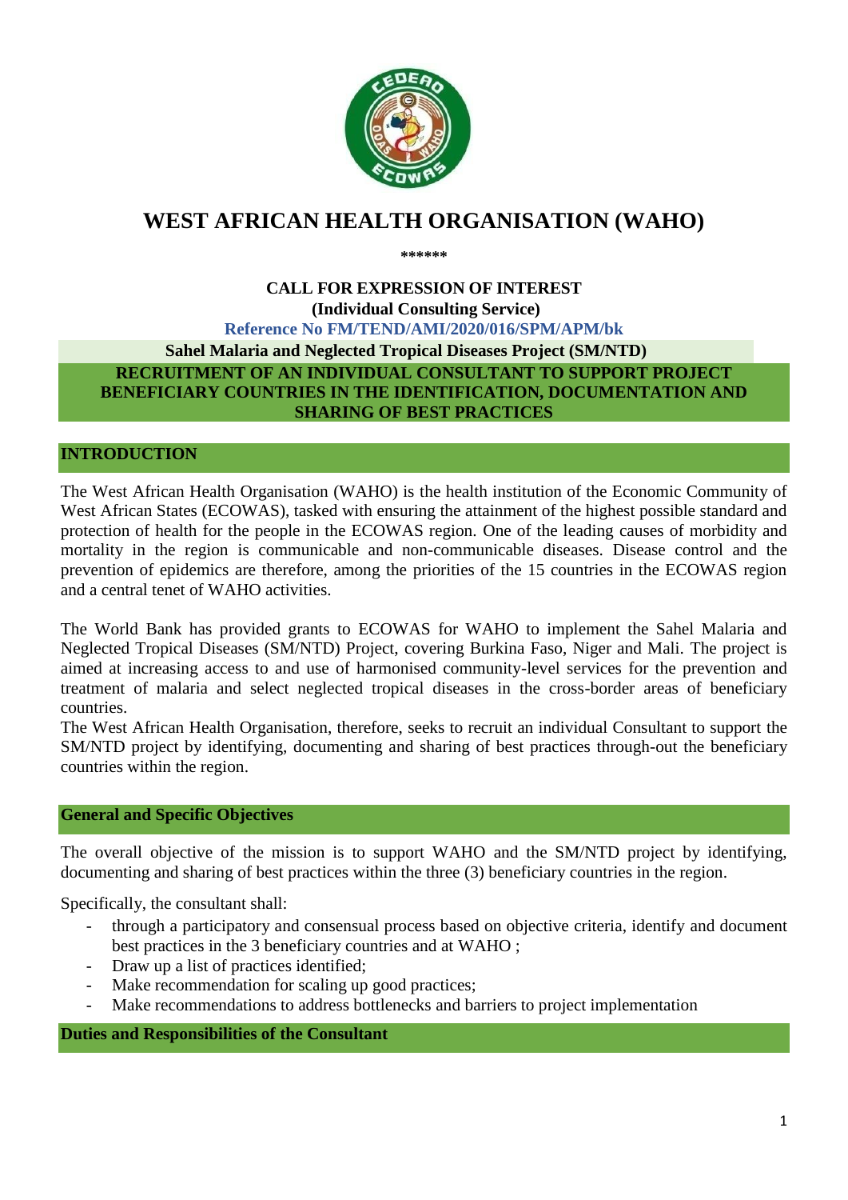# WEST AFRICAN HEALTH ORGANISATION (WAHO)

******

**CALL FOR EXPRESSION OF INTEREST**
**(Individual Consulting Service)**
**Reference No FM/TEND/AMI/2020/016/SPM/APM/bk**

**Sahel Malaria and Neglected Tropical Diseases Project (SM/NTD)**

**RECRUITMENT OF AN INDIVIDUAL CONSULTANT TO SUPPORT PROJECT BENEFICIARY COUNTRIES IN THE IDENTIFICATION, DOCUMENTATION AND SHARING OF BEST PRACTICES**

## INTRODUCTION

The West African Health Organisation (WAHO) is the health institution of the Economic Community of West African States (ECOWAS), tasked with ensuring the attainment of the highest possible standard and protection of health for the people in the ECOWAS region. One of the leading causes of morbidity and mortality in the region is communicable and non-communicable diseases. Disease control and the prevention of epidemics are therefore, among the priorities of the 15 countries in the ECOWAS region and a central tenet of WAHO activities.

The World Bank has provided grants to ECOWAS for WAHO to implement the Sahel Malaria and Neglected Tropical Diseases (SM/NTD) Project, covering Burkina Faso, Niger and Mali. The project is aimed at increasing access to and use of harmonised community-level services for the prevention and treatment of malaria and select neglected tropical diseases in the cross-border areas of beneficiary countries.

The West African Health Organisation, therefore, seeks to recruit an individual Consultant to support the SM/NTD project by identifying, documenting and sharing of best practices through-out the beneficiary countries within the region.

## General and Specific Objectives

The overall objective of the mission is to support WAHO and the SM/NTD project by identifying, documenting and sharing of best practices within the three (3) beneficiary countries in the region.

Specifically, the consultant shall:

- through a participatory and consensual process based on objective criteria, identify and document best practices in the 3 beneficiary countries and at WAHO ;
- Draw up a list of practices identified;
- Make recommendation for scaling up good practices;
- Make recommendations to address bottlenecks and barriers to project implementation

## Duties and Responsibilities of the Consultant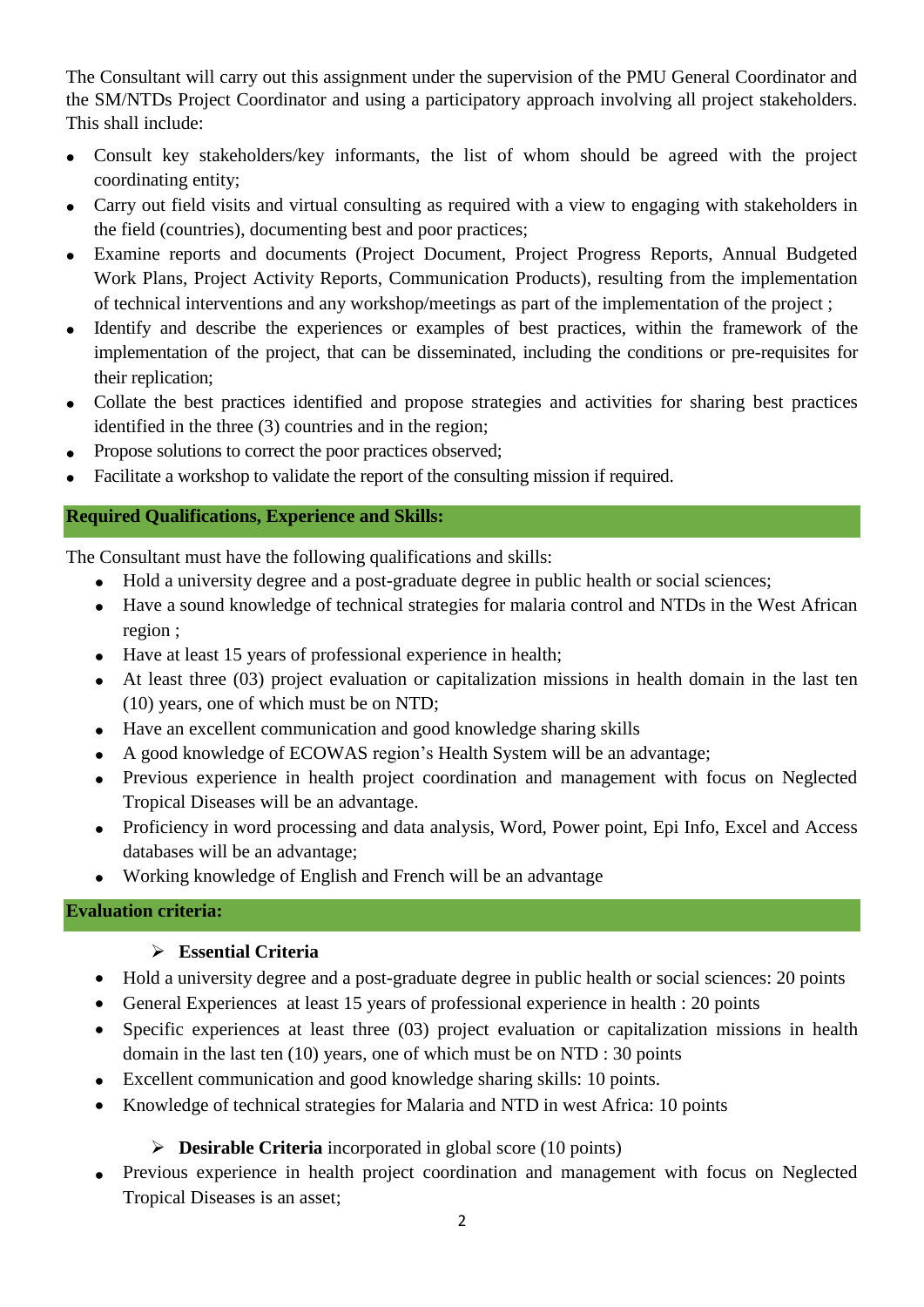The Consultant will carry out this assignment under the supervision of the PMU General Coordinator and the SM/NTDs Project Coordinator and using a participatory approach involving all project stakeholders. This shall include:

- Consult key stakeholders/key informants, the list of whom should be agreed with the project coordinating entity;
- Carry out field visits and virtual consulting as required with a view to engaging with stakeholders in the field (countries), documenting best and poor practices;
- Examine reports and documents (Project Document, Project Progress Reports, Annual Budgeted Work Plans, Project Activity Reports, Communication Products), resulting from the implementation of technical interventions and any workshop/meetings as part of the implementation of the project ;
- Identify and describe the experiences or examples of best practices, within the framework of the implementation of the project, that can be disseminated, including the conditions or pre-requisites for their replication;
- Collate the best practices identified and propose strategies and activities for sharing best practices identified in the three (3) countries and in the region;
- Propose solutions to correct the poor practices observed;
- Facilitate a workshop to validate the report of the consulting mission if required.

## Required Qualifications, Experience and Skills:

The Consultant must have the following qualifications and skills:

- Hold a university degree and a post-graduate degree in public health or social sciences;
- Have a sound knowledge of technical strategies for malaria control and NTDs in the West African region ;
- Have at least 15 years of professional experience in health;
- At least three (03) project evaluation or capitalization missions in health domain in the last ten (10) years, one of which must be on NTD;
- Have an excellent communication and good knowledge sharing skills
- A good knowledge of ECOWAS region's Health System will be an advantage;
- Previous experience in health project coordination and management with focus on Neglected Tropical Diseases will be an advantage.
- Proficiency in word processing and data analysis, Word, Power point, Epi Info, Excel and Access databases will be an advantage;
- Working knowledge of English and French will be an advantage

## Evaluation criteria:

### Essential Criteria

- Hold a university degree and a post-graduate degree in public health or social sciences: 20 points
- General Experiences at least 15 years of professional experience in health : 20 points
- Specific experiences at least three (03) project evaluation or capitalization missions in health domain in the last ten (10) years, one of which must be on NTD : 30 points
- Excellent communication and good knowledge sharing skills: 10 points.
- Knowledge of technical strategies for Malaria and NTD in west Africa: 10 points

### **Desirable Criteria** incorporated in global score (10 points)

- Previous experience in health project coordination and management with focus on Neglected Tropical Diseases is an asset;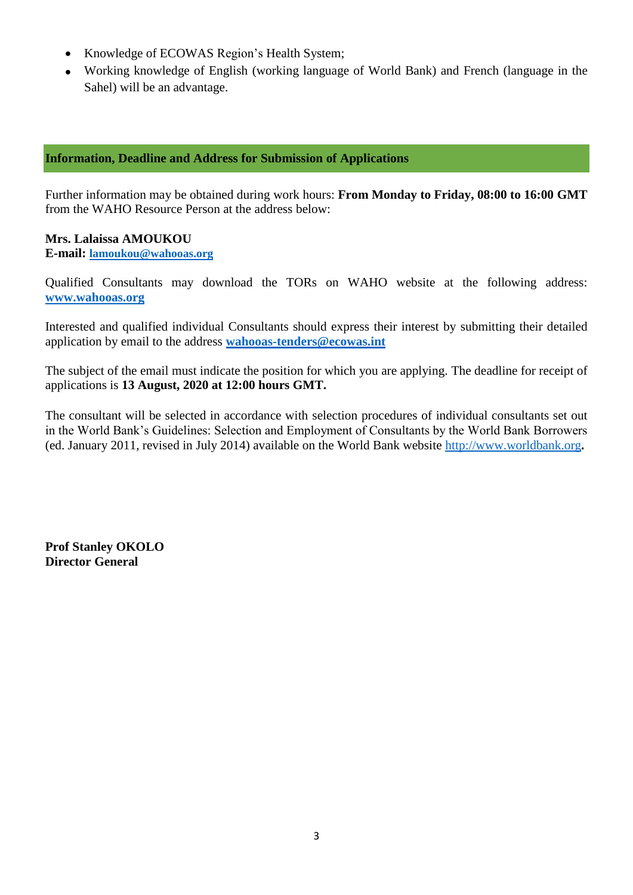- Knowledge of ECOWAS Region's Health System;
- Working knowledge of English (working language of World Bank) and French (language in the Sahel) will be an advantage.

## Information, Deadline and Address for Submission of Applications

Further information may be obtained during work hours: **From Monday to Friday, 08:00 to 16:00 GMT** from the WAHO Resource Person at the address below:

**Mrs. Lalaissa AMOUKOU**
**E-mail: lamoukou@wahooas.org**

Qualified Consultants may download the TORs on WAHO website at the following address: **www.wahooas.org**

Interested and qualified individual Consultants should express their interest by submitting their detailed application by email to the address **wahooas-tenders@ecowas.int**

The subject of the email must indicate the position for which you are applying. The deadline for receipt of applications is **13 August, 2020 at 12:00 hours GMT.**

The consultant will be selected in accordance with selection procedures of individual consultants set out in the World Bank's Guidelines: Selection and Employment of Consultants by the World Bank Borrowers (ed. January 2011, revised in July 2014) available on the World Bank website http://www.worldbank.org**.**

**Prof Stanley OKOLO**
**Director General**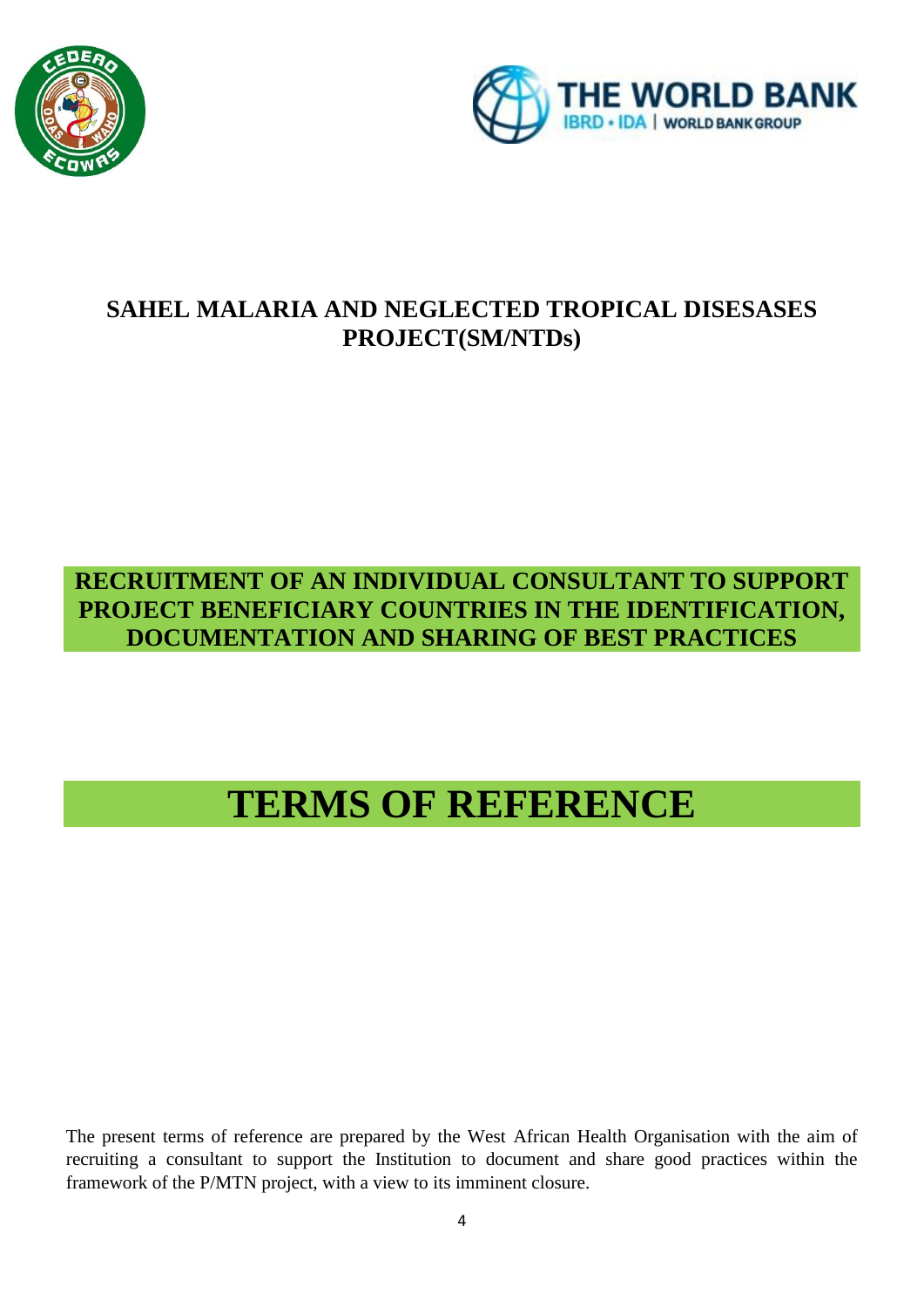# SAHEL MALARIA AND NEGLECTED TROPICAL DISESASES PROJECT(SM/NTDs)

## RECRUITMENT OF AN INDIVIDUAL CONSULTANT TO SUPPORT PROJECT BENEFICIARY COUNTRIES IN THE IDENTIFICATION, DOCUMENTATION AND SHARING OF BEST PRACTICES

# TERMS OF REFERENCE

The present terms of reference are prepared by the West African Health Organisation with the aim of recruiting a consultant to support the Institution to document and share good practices within the framework of the P/MTN project, with a view to its imminent closure.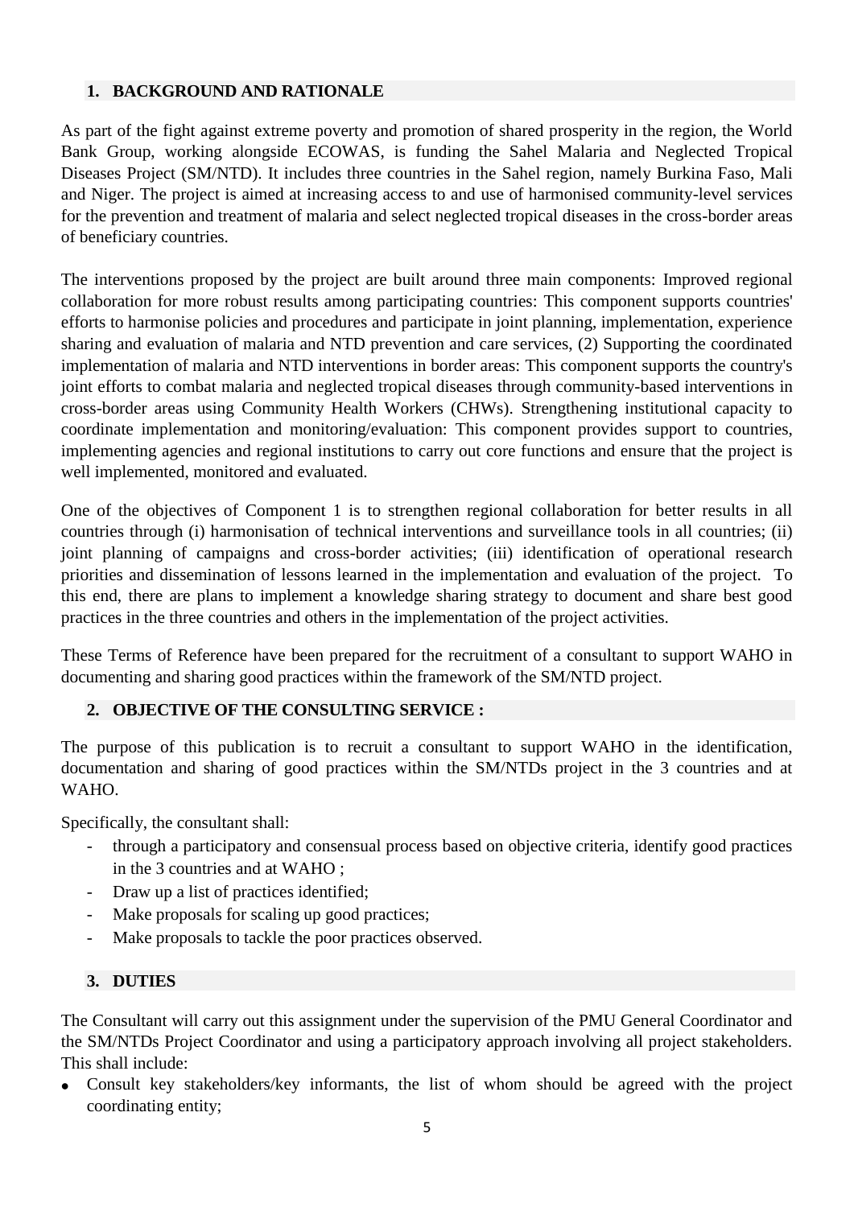## 1. BACKGROUND AND RATIONALE

As part of the fight against extreme poverty and promotion of shared prosperity in the region, the World Bank Group, working alongside ECOWAS, is funding the Sahel Malaria and Neglected Tropical Diseases Project (SM/NTD). It includes three countries in the Sahel region, namely Burkina Faso, Mali and Niger. The project is aimed at increasing access to and use of harmonised community-level services for the prevention and treatment of malaria and select neglected tropical diseases in the cross-border areas of beneficiary countries.

The interventions proposed by the project are built around three main components: Improved regional collaboration for more robust results among participating countries: This component supports countries' efforts to harmonise policies and procedures and participate in joint planning, implementation, experience sharing and evaluation of malaria and NTD prevention and care services, (2) Supporting the coordinated implementation of malaria and NTD interventions in border areas: This component supports the country's joint efforts to combat malaria and neglected tropical diseases through community-based interventions in cross-border areas using Community Health Workers (CHWs). Strengthening institutional capacity to coordinate implementation and monitoring/evaluation: This component provides support to countries, implementing agencies and regional institutions to carry out core functions and ensure that the project is well implemented, monitored and evaluated.

One of the objectives of Component 1 is to strengthen regional collaboration for better results in all countries through (i) harmonisation of technical interventions and surveillance tools in all countries; (ii) joint planning of campaigns and cross-border activities; (iii) identification of operational research priorities and dissemination of lessons learned in the implementation and evaluation of the project. To this end, there are plans to implement a knowledge sharing strategy to document and share best good practices in the three countries and others in the implementation of the project activities.

These Terms of Reference have been prepared for the recruitment of a consultant to support WAHO in documenting and sharing good practices within the framework of the SM/NTD project.

## 2. OBJECTIVE OF THE CONSULTING SERVICE :

The purpose of this publication is to recruit a consultant to support WAHO in the identification, documentation and sharing of good practices within the SM/NTDs project in the 3 countries and at WAHO.

Specifically, the consultant shall:

- through a participatory and consensual process based on objective criteria, identify good practices in the 3 countries and at WAHO ;
- Draw up a list of practices identified;
- Make proposals for scaling up good practices;
- Make proposals to tackle the poor practices observed.

## 3. DUTIES

The Consultant will carry out this assignment under the supervision of the PMU General Coordinator and the SM/NTDs Project Coordinator and using a participatory approach involving all project stakeholders. This shall include:

- Consult key stakeholders/key informants, the list of whom should be agreed with the project coordinating entity;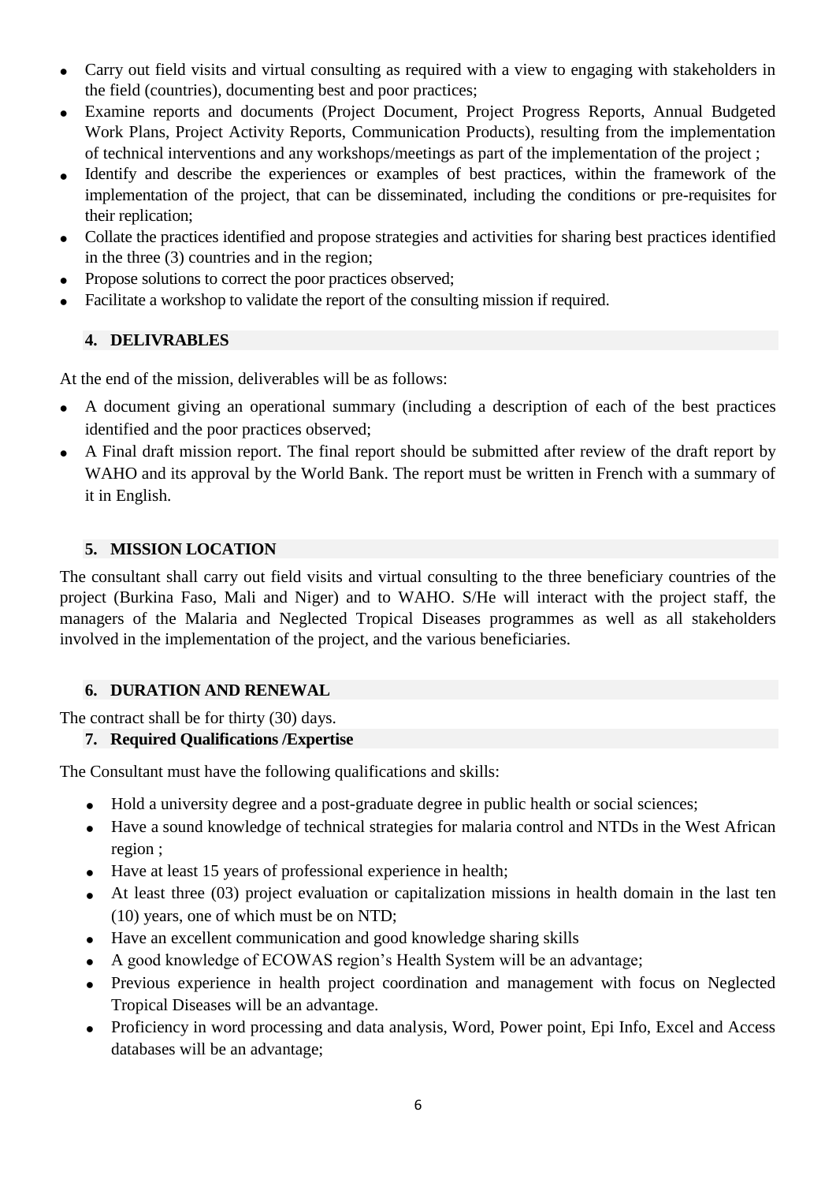- Carry out field visits and virtual consulting as required with a view to engaging with stakeholders in the field (countries), documenting best and poor practices;
- Examine reports and documents (Project Document, Project Progress Reports, Annual Budgeted Work Plans, Project Activity Reports, Communication Products), resulting from the implementation of technical interventions and any workshops/meetings as part of the implementation of the project ;
- Identify and describe the experiences or examples of best practices, within the framework of the implementation of the project, that can be disseminated, including the conditions or pre-requisites for their replication;
- Collate the practices identified and propose strategies and activities for sharing best practices identified in the three (3) countries and in the region;
- Propose solutions to correct the poor practices observed;
- Facilitate a workshop to validate the report of the consulting mission if required.

## 4. DELIVRABLES

At the end of the mission, deliverables will be as follows:

- A document giving an operational summary (including a description of each of the best practices identified and the poor practices observed;
- A Final draft mission report. The final report should be submitted after review of the draft report by WAHO and its approval by the World Bank. The report must be written in French with a summary of it in English.

## 5. MISSION LOCATION

The consultant shall carry out field visits and virtual consulting to the three beneficiary countries of the project (Burkina Faso, Mali and Niger) and to WAHO. S/He will interact with the project staff, the managers of the Malaria and Neglected Tropical Diseases programmes as well as all stakeholders involved in the implementation of the project, and the various beneficiaries.

## 6. DURATION AND RENEWAL

The contract shall be for thirty (30) days.

## 7. Required Qualifications /Expertise

The Consultant must have the following qualifications and skills:

- Hold a university degree and a post-graduate degree in public health or social sciences;
- Have a sound knowledge of technical strategies for malaria control and NTDs in the West African region ;
- Have at least 15 years of professional experience in health;
- At least three (03) project evaluation or capitalization missions in health domain in the last ten (10) years, one of which must be on NTD;
- Have an excellent communication and good knowledge sharing skills
- A good knowledge of ECOWAS region's Health System will be an advantage;
- Previous experience in health project coordination and management with focus on Neglected Tropical Diseases will be an advantage.
- Proficiency in word processing and data analysis, Word, Power point, Epi Info, Excel and Access databases will be an advantage;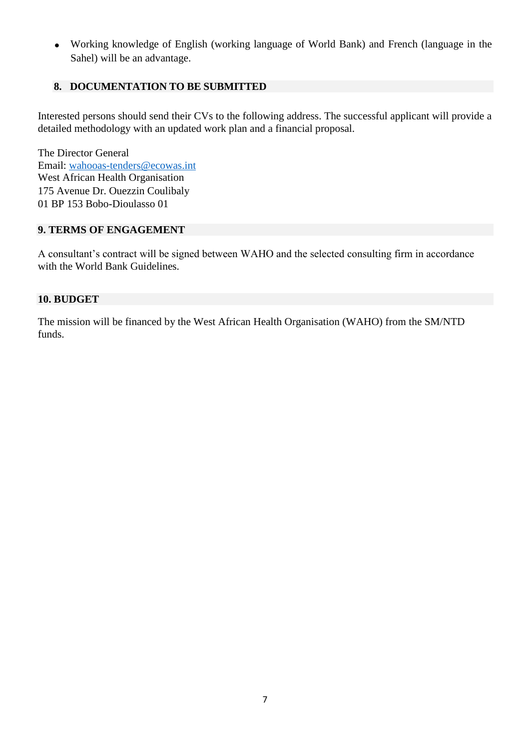- Working knowledge of English (working language of World Bank) and French (language in the Sahel) will be an advantage.

## 8. DOCUMENTATION TO BE SUBMITTED

Interested persons should send their CVs to the following address. The successful applicant will provide a detailed methodology with an updated work plan and a financial proposal.

The Director General
Email: wahooas-tenders@ecowas.int
West African Health Organisation
175 Avenue Dr. Ouezzin Coulibaly
01 BP 153 Bobo-Dioulasso 01

## 9. TERMS OF ENGAGEMENT

A consultant's contract will be signed between WAHO and the selected consulting firm in accordance with the World Bank Guidelines.

## 10. BUDGET

The mission will be financed by the West African Health Organisation (WAHO) from the SM/NTD funds.